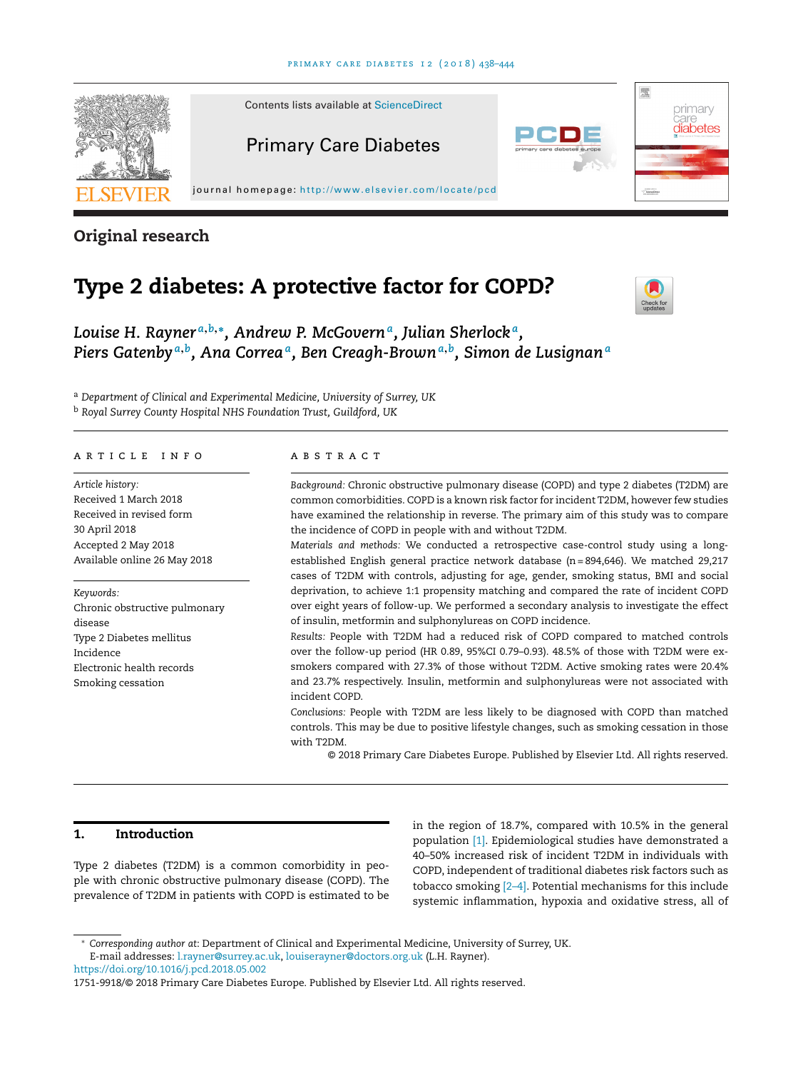Original research

# Type 2 diabetes: A protective factor for COPD?

Louise H. Rayner[a,b,*], Andrew P. McGovern[a], Julian Sherlock[a], Piers Gatenby[a,b], Ana Correa[a], Ben Creagh-Brown[a,b], Simon de Lusignan[a]

[a] Department of Clinical and Experimental Medicine, University of Surrey, UK
[b] Royal Surrey County Hospital NHS Foundation Trust, Guildford, UK

## ARTICLE INFO

*Article history:*
Received 1 March 2018
Received in revised form 30 April 2018
Accepted 2 May 2018
Available online 26 May 2018

*Keywords:*
Chronic obstructive pulmonary disease
Type 2 Diabetes mellitus
Incidence
Electronic health records
Smoking cessation

## ABSTRACT

*Background:* Chronic obstructive pulmonary disease (COPD) and type 2 diabetes (T2DM) are common comorbidities. COPD is a known risk factor for incident T2DM, however few studies have examined the relationship in reverse. The primary aim of this study was to compare the incidence of COPD in people with and without T2DM.

*Materials and methods:* We conducted a retrospective case-control study using a long-established English general practice network database (n = 894,646). We matched 29,217 cases of T2DM with controls, adjusting for age, gender, smoking status, BMI and social deprivation, to achieve 1:1 propensity matching and compared the rate of incident COPD over eight years of follow-up. We performed a secondary analysis to investigate the effect of insulin, metformin and sulphonylureas on COPD incidence.

*Results:* People with T2DM had a reduced risk of COPD compared to matched controls over the follow-up period (HR 0.89, 95%CI 0.79–0.93). 48.5% of those with T2DM were ex-smokers compared with 27.3% of those without T2DM. Active smoking rates were 20.4% and 23.7% respectively. Insulin, metformin and sulphonylureas were not associated with incident COPD.

*Conclusions:* People with T2DM are less likely to be diagnosed with COPD than matched controls. This may be due to positive lifestyle changes, such as smoking cessation in those with T2DM.

© 2018 Primary Care Diabetes Europe. Published by Elsevier Ltd. All rights reserved.

## 1. Introduction

Type 2 diabetes (T2DM) is a common comorbidity in people with chronic obstructive pulmonary disease (COPD). The prevalence of T2DM in patients with COPD is estimated to be in the region of 18.7%, compared with 10.5% in the general population [1]. Epidemiological studies have demonstrated a 40–50% increased risk of incident T2DM in individuals with COPD, independent of traditional diabetes risk factors such as tobacco smoking [2–4]. Potential mechanisms for this include systemic inflammation, hypoxia and oxidative stress, all of

* *Corresponding author at*: Department of Clinical and Experimental Medicine, University of Surrey, UK.
E-mail addresses: l.rayner@surrey.ac.uk, louiserayner@doctors.org.uk (L.H. Rayner).
https://doi.org/10.1016/j.pcd.2018.05.002
1751-9918/© 2018 Primary Care Diabetes Europe. Published by Elsevier Ltd. All rights reserved.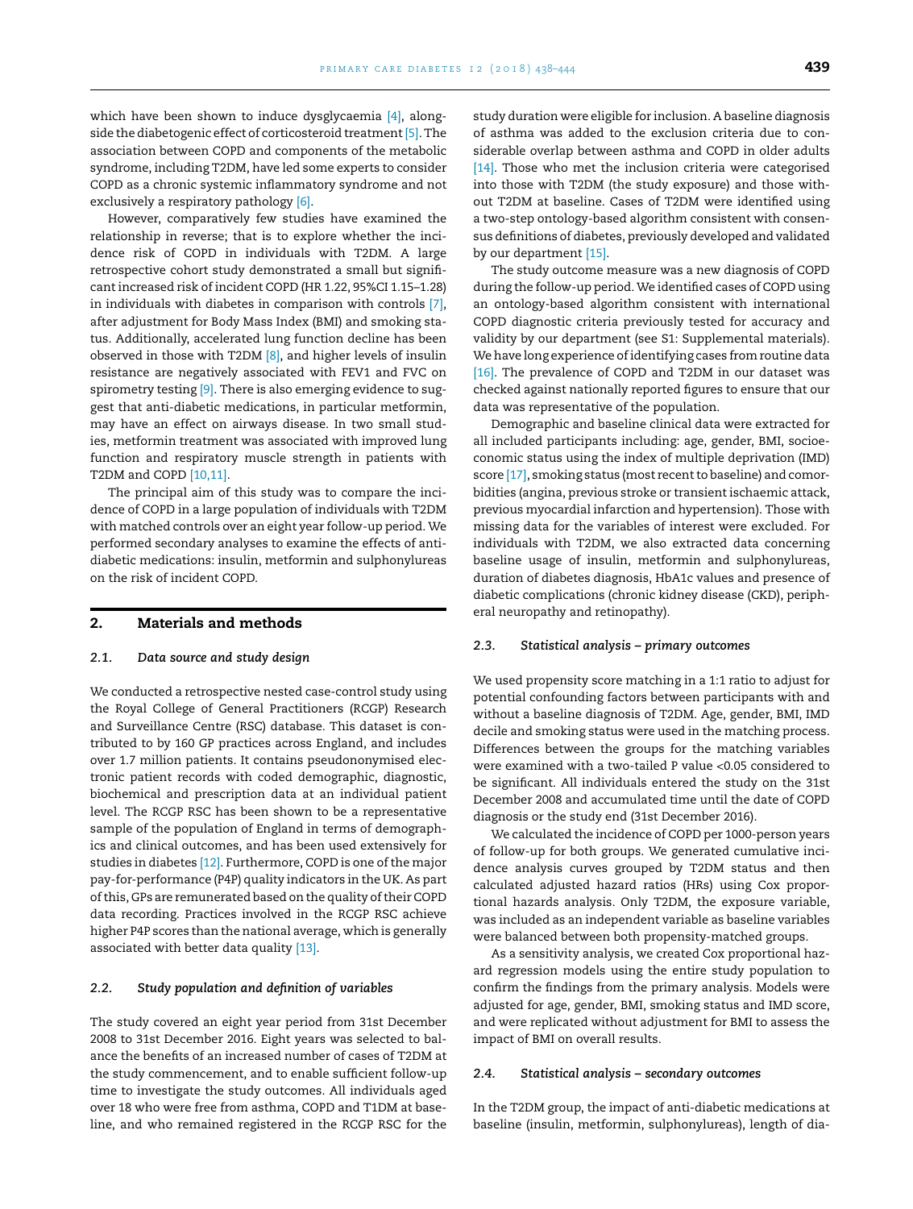which have been shown to induce dysglycaemia [4], alongside the diabetogenic effect of corticosteroid treatment [5]. The association between COPD and components of the metabolic syndrome, including T2DM, have led some experts to consider COPD as a chronic systemic inflammatory syndrome and not exclusively a respiratory pathology [6].

However, comparatively few studies have examined the relationship in reverse; that is to explore whether the incidence risk of COPD in individuals with T2DM. A large retrospective cohort study demonstrated a small but significant increased risk of incident COPD (HR 1.22, 95%CI 1.15–1.28) in individuals with diabetes in comparison with controls [7], after adjustment for Body Mass Index (BMI) and smoking status. Additionally, accelerated lung function decline has been observed in those with T2DM [8], and higher levels of insulin resistance are negatively associated with FEV1 and FVC on spirometry testing [9]. There is also emerging evidence to suggest that anti-diabetic medications, in particular metformin, may have an effect on airways disease. In two small studies, metformin treatment was associated with improved lung function and respiratory muscle strength in patients with T2DM and COPD [10,11].

The principal aim of this study was to compare the incidence of COPD in a large population of individuals with T2DM with matched controls over an eight year follow-up period. We performed secondary analyses to examine the effects of anti-diabetic medications: insulin, metformin and sulphonylureas on the risk of incident COPD.

## 2. Materials and methods

### 2.1. Data source and study design

We conducted a retrospective nested case-control study using the Royal College of General Practitioners (RCGP) Research and Surveillance Centre (RSC) database. This dataset is contributed to by 160 GP practices across England, and includes over 1.7 million patients. It contains pseudononymised electronic patient records with coded demographic, diagnostic, biochemical and prescription data at an individual patient level. The RCGP RSC has been shown to be a representative sample of the population of England in terms of demographics and clinical outcomes, and has been used extensively for studies in diabetes [12]. Furthermore, COPD is one of the major pay-for-performance (P4P) quality indicators in the UK. As part of this, GPs are remunerated based on the quality of their COPD data recording. Practices involved in the RCGP RSC achieve higher P4P scores than the national average, which is generally associated with better data quality [13].

### 2.2. Study population and definition of variables

The study covered an eight year period from 31st December 2008 to 31st December 2016. Eight years was selected to balance the benefits of an increased number of cases of T2DM at the study commencement, and to enable sufficient follow-up time to investigate the study outcomes. All individuals aged over 18 who were free from asthma, COPD and T1DM at baseline, and who remained registered in the RCGP RSC for the study duration were eligible for inclusion. A baseline diagnosis of asthma was added to the exclusion criteria due to considerable overlap between asthma and COPD in older adults [14]. Those who met the inclusion criteria were categorised into those with T2DM (the study exposure) and those without T2DM at baseline. Cases of T2DM were identified using a two-step ontology-based algorithm consistent with consensus definitions of diabetes, previously developed and validated by our department [15].

The study outcome measure was a new diagnosis of COPD during the follow-up period. We identified cases of COPD using an ontology-based algorithm consistent with international COPD diagnostic criteria previously tested for accuracy and validity by our department (see S1: Supplemental materials). We have long experience of identifying cases from routine data [16]. The prevalence of COPD and T2DM in our dataset was checked against nationally reported figures to ensure that our data was representative of the population.

Demographic and baseline clinical data were extracted for all included participants including: age, gender, BMI, socioeconomic status using the index of multiple deprivation (IMD) score [17], smoking status (most recent to baseline) and comorbidities (angina, previous stroke or transient ischaemic attack, previous myocardial infarction and hypertension). Those with missing data for the variables of interest were excluded. For individuals with T2DM, we also extracted data concerning baseline usage of insulin, metformin and sulphonylureas, duration of diabetes diagnosis, HbA1c values and presence of diabetic complications (chronic kidney disease (CKD), peripheral neuropathy and retinopathy).

### 2.3. Statistical analysis – primary outcomes

We used propensity score matching in a 1:1 ratio to adjust for potential confounding factors between participants with and without a baseline diagnosis of T2DM. Age, gender, BMI, IMD decile and smoking status were used in the matching process. Differences between the groups for the matching variables were examined with a two-tailed P value <0.05 considered to be significant. All individuals entered the study on the 31st December 2008 and accumulated time until the date of COPD diagnosis or the study end (31st December 2016).

We calculated the incidence of COPD per 1000-person years of follow-up for both groups. We generated cumulative incidence analysis curves grouped by T2DM status and then calculated adjusted hazard ratios (HRs) using Cox proportional hazards analysis. Only T2DM, the exposure variable, was included as an independent variable as baseline variables were balanced between both propensity-matched groups.

As a sensitivity analysis, we created Cox proportional hazard regression models using the entire study population to confirm the findings from the primary analysis. Models were adjusted for age, gender, BMI, smoking status and IMD score, and were replicated without adjustment for BMI to assess the impact of BMI on overall results.

### 2.4. Statistical analysis – secondary outcomes

In the T2DM group, the impact of anti-diabetic medications at baseline (insulin, metformin, sulphonylureas), length of dia-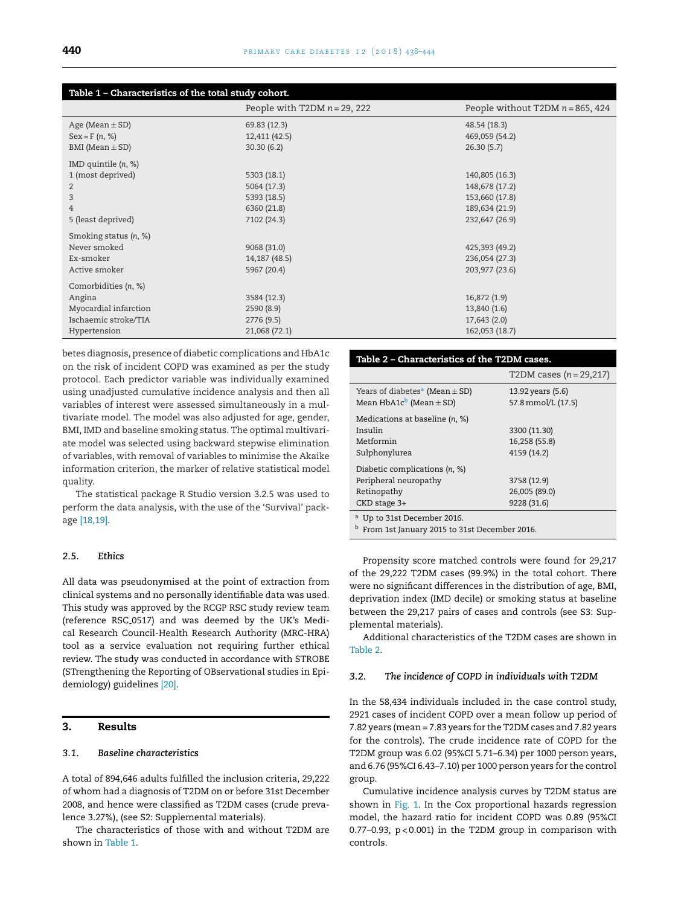**Table 1 – Characteristics of the total study cohort.**

| | People with T2DM n = 29, 222 | People without T2DM n = 865, 424 |
|---|---|---|
| Age (Mean ± SD) | 69.83 (12.3) | 48.54 (18.3) |
| Sex = F (n, %) | 12,411 (42.5) | 469,059 (54.2) |
| BMI (Mean ± SD) | 30.30 (6.2) | 26.30 (5.7) |
| IMD quintile (n, %) | | |
| 1 (most deprived) | 5303 (18.1) | 140,805 (16.3) |
| 2 | 5064 (17.3) | 148,678 (17.2) |
| 3 | 5393 (18.5) | 153,660 (17.8) |
| 4 | 6360 (21.8) | 189,634 (21.9) |
| 5 (least deprived) | 7102 (24.3) | 232,647 (26.9) |
| Smoking status (n, %) | | |
| Never smoked | 9068 (31.0) | 425,393 (49.2) |
| Ex-smoker | 14,187 (48.5) | 236,054 (27.3) |
| Active smoker | 5967 (20.4) | 203,977 (23.6) |
| Comorbidities (n, %) | | |
| Angina | 3584 (12.3) | 16,872 (1.9) |
| Myocardial infarction | 2590 (8.9) | 13,840 (1.6) |
| Ischaemic stroke/TIA | 2776 (9.5) | 17,643 (2.0) |
| Hypertension | 21,068 (72.1) | 162,053 (18.7) |

betes diagnosis, presence of diabetic complications and HbA1c on the risk of incident COPD was examined as per the study protocol. Each predictor variable was individually examined using unadjusted cumulative incidence analysis and then all variables of interest were assessed simultaneously in a multivariate model. The model was also adjusted for age, gender, BMI, IMD and baseline smoking status. The optimal multivariate model was selected using backward stepwise elimination of variables, with removal of variables to minimise the Akaike information criterion, the marker of relative statistical model quality.

The statistical package R Studio version 3.2.5 was used to perform the data analysis, with the use of the 'Survival' package [18,19].

### 2.5. Ethics

All data was pseudonymised at the point of extraction from clinical systems and no personally identifiable data was used. This study was approved by the RCGP RSC study review team (reference RSC_0517) and was deemed by the UK's Medical Research Council-Health Research Authority (MRC-HRA) tool as a service evaluation not requiring further ethical review. The study was conducted in accordance with STROBE (STrengthening the Reporting of OBservational studies in Epidemiology) guidelines [20].

## 3. Results

### 3.1. Baseline characteristics

A total of 894,646 adults fulfilled the inclusion criteria, 29,222 of whom had a diagnosis of T2DM on or before 31st December 2008, and hence were classified as T2DM cases (crude prevalence 3.27%), (see S2: Supplemental materials).

The characteristics of those with and without T2DM are shown in Table 1.

**Table 2 – Characteristics of the T2DM cases.**

| | T2DM cases (n = 29,217) |
|---|---|
| Years of diabetes[a] (Mean ± SD) | 13.92 years (5.6) |
| Mean HbA1c[b] (Mean ± SD) | 57.8 mmol/L (17.5) |
| Medications at baseline (n, %) | |
| Insulin | 3300 (11.30) |
| Metformin | 16,258 (55.8) |
| Sulphonylurea | 4159 (14.2) |
| Diabetic complications (n, %) | |
| Peripheral neuropathy | 3758 (12.9) |
| Retinopathy | 26,005 (89.0) |
| CKD stage 3+ | 9228 (31.6) |

[a] Up to 31st December 2016.
[b] From 1st January 2015 to 31st December 2016.

Propensity score matched controls were found for 29,217 of the 29,222 T2DM cases (99.9%) in the total cohort. There were no significant differences in the distribution of age, BMI, deprivation index (IMD decile) or smoking status at baseline between the 29,217 pairs of cases and controls (see S3: Supplemental materials).

Additional characteristics of the T2DM cases are shown in Table 2.

### 3.2. The incidence of COPD in individuals with T2DM

In the 58,434 individuals included in the case control study, 2921 cases of incident COPD over a mean follow up period of 7.82 years (mean = 7.83 years for the T2DM cases and 7.82 years for the controls). The crude incidence rate of COPD for the T2DM group was 6.02 (95%CI 5.71–6.34) per 1000 person years, and 6.76 (95%CI 6.43–7.10) per 1000 person years for the control group.

Cumulative incidence analysis curves by T2DM status are shown in Fig. 1. In the Cox proportional hazards regression model, the hazard ratio for incident COPD was 0.89 (95%CI 0.77–0.93, $p < 0.001$) in the T2DM group in comparison with controls.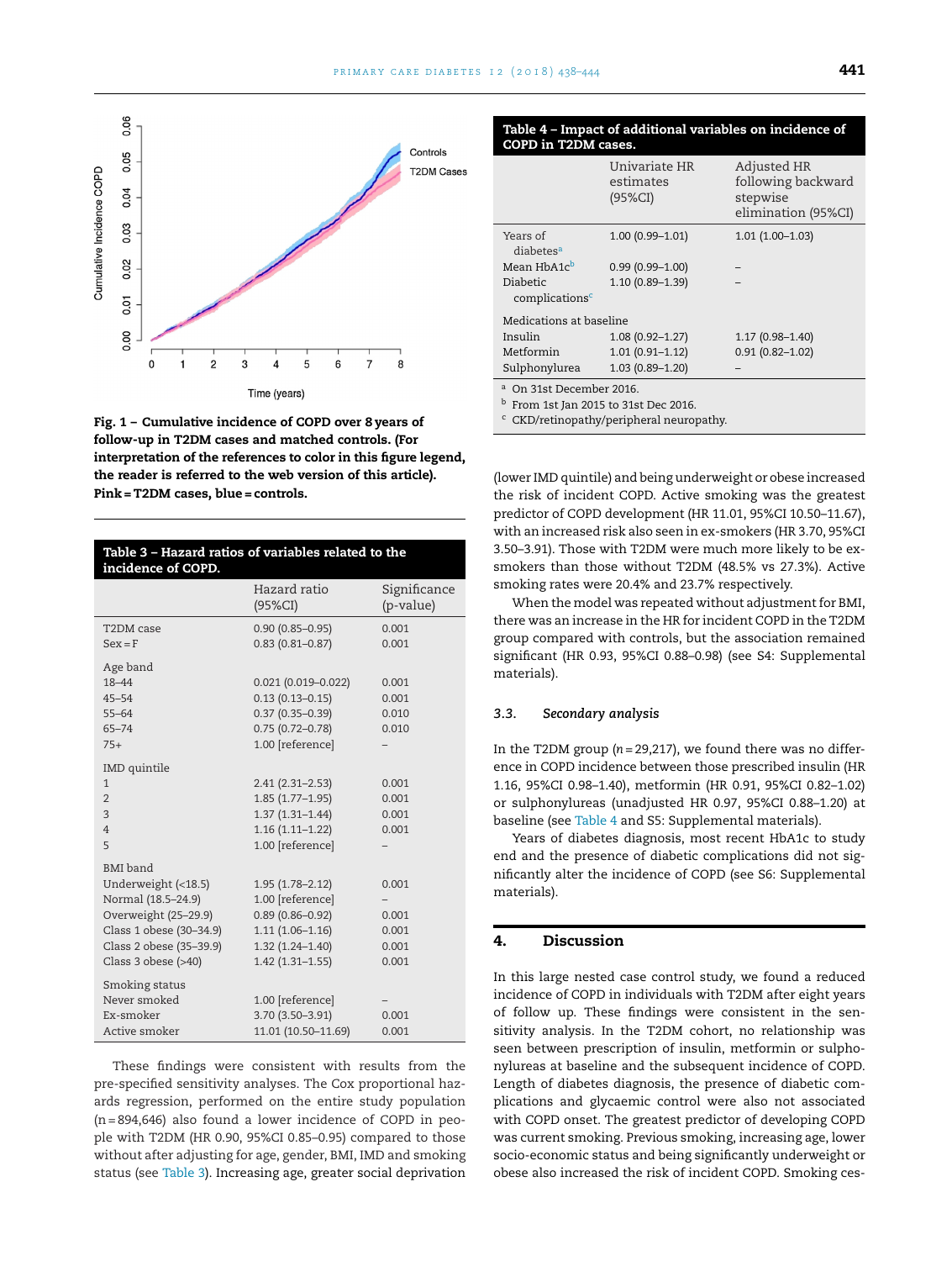**Fig. 1 – Cumulative incidence of COPD over 8 years of follow-up in T2DM cases and matched controls. (For interpretation of the references to color in this figure legend, the reader is referred to the web version of this article). Pink = T2DM cases, blue = controls.**

**Table 3 – Hazard ratios of variables related to the incidence of COPD.**

| | Hazard ratio (95%CI) | Significance (p-value) |
|---|---|---|
| T2DM case | 0.90 (0.85–0.95) | 0.001 |
| Sex = F | 0.83 (0.81–0.87) | 0.001 |
| Age band | | |
| 18–44 | 0.021 (0.019–0.022) | 0.001 |
| 45–54 | 0.13 (0.13–0.15) | 0.001 |
| 55–64 | 0.37 (0.35–0.39) | 0.010 |
| 65–74 | 0.75 (0.72–0.78) | 0.010 |
| 75+ | 1.00 [reference] | – |
| IMD quintile | | |
| 1 | 2.41 (2.31–2.53) | 0.001 |
| 2 | 1.85 (1.77–1.95) | 0.001 |
| 3 | 1.37 (1.31–1.44) | 0.001 |
| 4 | 1.16 (1.11–1.22) | 0.001 |
| 5 | 1.00 [reference] | – |
| BMI band | | |
| Underweight (<18.5) | 1.95 (1.78–2.12) | 0.001 |
| Normal (18.5–24.9) | 1.00 [reference] | – |
| Overweight (25–29.9) | 0.89 (0.86–0.92) | 0.001 |
| Class 1 obese (30–34.9) | 1.11 (1.06–1.16) | 0.001 |
| Class 2 obese (35–39.9) | 1.32 (1.24–1.40) | 0.001 |
| Class 3 obese (>40) | 1.42 (1.31–1.55) | 0.001 |
| Smoking status | | |
| Never smoked | 1.00 [reference] | – |
| Ex-smoker | 3.70 (3.50–3.91) | 0.001 |
| Active smoker | 11.01 (10.50–11.69) | 0.001 |

These findings were consistent with results from the pre-specified sensitivity analyses. The Cox proportional hazards regression, performed on the entire study population (n = 894,646) also found a lower incidence of COPD in people with T2DM (HR 0.90, 95%CI 0.85–0.95) compared to those without after adjusting for age, gender, BMI, IMD and smoking status (see Table 3). Increasing age, greater social deprivation (lower IMD quintile) and being underweight or obese increased the risk of incident COPD. Active smoking was the greatest predictor of COPD development (HR 11.01, 95%CI 10.50–11.67), with an increased risk also seen in ex-smokers (HR 3.70, 95%CI 3.50–3.91). Those with T2DM were much more likely to be ex-smokers than those without T2DM (48.5% vs 27.3%). Active smoking rates were 20.4% and 23.7% respectively.

When the model was repeated without adjustment for BMI, there was an increase in the HR for incident COPD in the T2DM group compared with controls, but the association remained significant (HR 0.93, 95%CI 0.88–0.98) (see S4: Supplemental materials).

**Table 4 – Impact of additional variables on incidence of COPD in T2DM cases.**

| | Univariate HR estimates (95%CI) | Adjusted HR following backward stepwise elimination (95%CI) |
|---|---|---|
| Years of diabetes[a] | 1.00 (0.99–1.01) | 1.01 (1.00–1.03) |
| Mean HbA1c[b] | 0.99 (0.99–1.00) | – |
| Diabetic complications[c] | 1.10 (0.89–1.39) | – |
| Medications at baseline | | |
| Insulin | 1.08 (0.92–1.27) | 1.17 (0.98–1.40) |
| Metformin | 1.01 (0.91–1.12) | 0.91 (0.82–1.02) |
| Sulphonylurea | 1.03 (0.89–1.20) | – |

[a] On 31st December 2016.
[b] From 1st Jan 2015 to 31st Dec 2016.
[c] CKD/retinopathy/peripheral neuropathy.

### 3.3. *Secondary analysis*

In the T2DM group (n = 29,217), we found there was no difference in COPD incidence between those prescribed insulin (HR 1.16, 95%CI 0.98–1.40), metformin (HR 0.91, 95%CI 0.82–1.02) or sulphonylureas (unadjusted HR 0.97, 95%CI 0.88–1.20) at baseline (see Table 4 and S5: Supplemental materials).

Years of diabetes diagnosis, most recent HbA1c to study end and the presence of diabetic complications did not significantly alter the incidence of COPD (see S6: Supplemental materials).

## 4. Discussion

In this large nested case control study, we found a reduced incidence of COPD in individuals with T2DM after eight years of follow up. These findings were consistent in the sensitivity analysis. In the T2DM cohort, no relationship was seen between prescription of insulin, metformin or sulphonylureas at baseline and the subsequent incidence of COPD. Length of diabetes diagnosis, the presence of diabetic complications and glycaemic control were also not associated with COPD onset. The greatest predictor of developing COPD was current smoking. Previous smoking, increasing age, lower socio-economic status and being significantly underweight or obese also increased the risk of incident COPD. Smoking ces-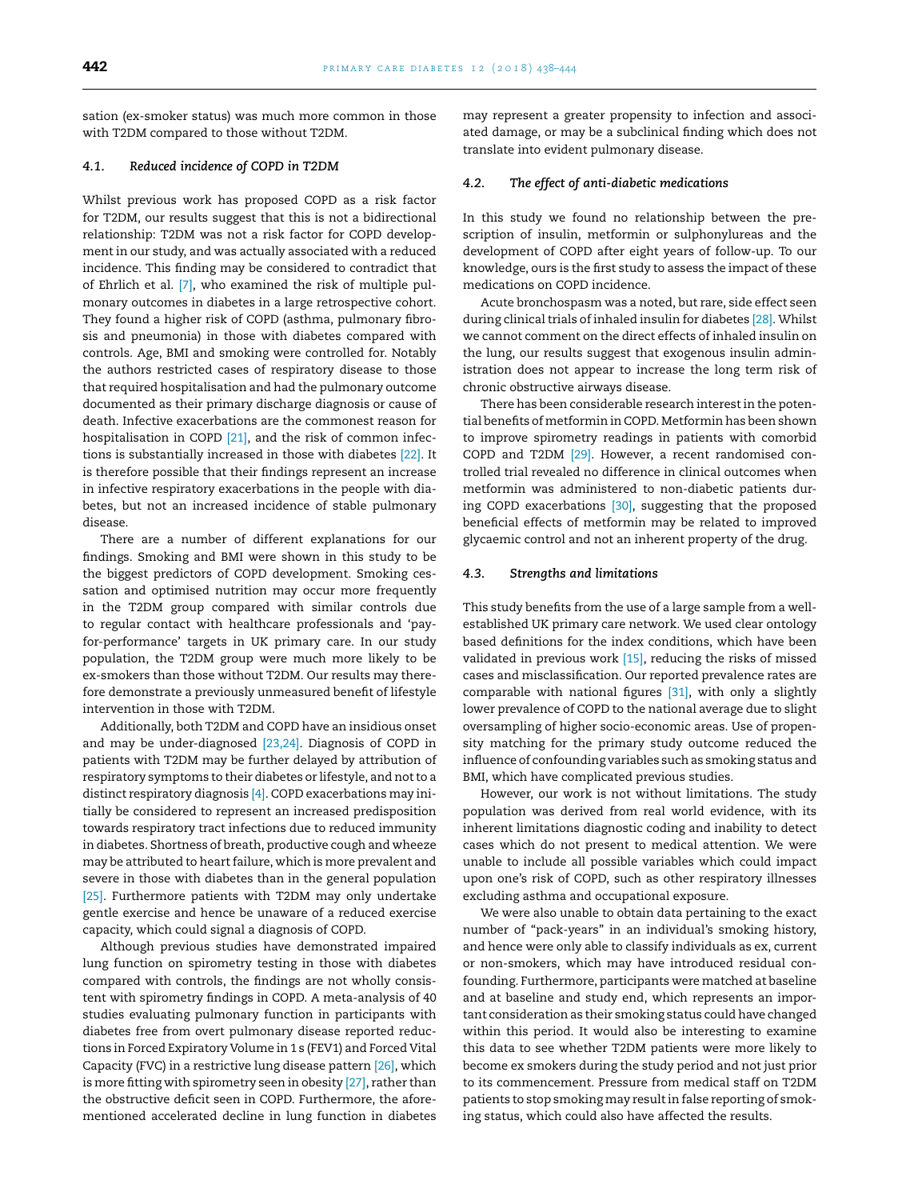sation (ex-smoker status) was much more common in those with T2DM compared to those without T2DM.

### 4.1. *Reduced incidence of COPD in T2DM*

Whilst previous work has proposed COPD as a risk factor for T2DM, our results suggest that this is not a bidirectional relationship: T2DM was not a risk factor for COPD development in our study, and was actually associated with a reduced incidence. This finding may be considered to contradict that of Ehrlich et al. [7], who examined the risk of multiple pulmonary outcomes in diabetes in a large retrospective cohort. They found a higher risk of COPD (asthma, pulmonary fibrosis and pneumonia) in those with diabetes compared with controls. Age, BMI and smoking were controlled for. Notably the authors restricted cases of respiratory disease to those that required hospitalisation and had the pulmonary outcome documented as their primary discharge diagnosis or cause of death. Infective exacerbations are the commonest reason for hospitalisation in COPD [21], and the risk of common infections is substantially increased in those with diabetes [22]. It is therefore possible that their findings represent an increase in infective respiratory exacerbations in the people with diabetes, but not an increased incidence of stable pulmonary disease.

There are a number of different explanations for our findings. Smoking and BMI were shown in this study to be the biggest predictors of COPD development. Smoking cessation and optimised nutrition may occur more frequently in the T2DM group compared with similar controls due to regular contact with healthcare professionals and 'pay-for-performance' targets in UK primary care. In our study population, the T2DM group were much more likely to be ex-smokers than those without T2DM. Our results may therefore demonstrate a previously unmeasured benefit of lifestyle intervention in those with T2DM.

Additionally, both T2DM and COPD have an insidious onset and may be under-diagnosed [23,24]. Diagnosis of COPD in patients with T2DM may be further delayed by attribution of respiratory symptoms to their diabetes or lifestyle, and not to a distinct respiratory diagnosis [4]. COPD exacerbations may initially be considered to represent an increased predisposition towards respiratory tract infections due to reduced immunity in diabetes. Shortness of breath, productive cough and wheeze may be attributed to heart failure, which is more prevalent and severe in those with diabetes than in the general population [25]. Furthermore patients with T2DM may only undertake gentle exercise and hence be unaware of a reduced exercise capacity, which could signal a diagnosis of COPD.

Although previous studies have demonstrated impaired lung function on spirometry testing in those with diabetes compared with controls, the findings are not wholly consistent with spirometry findings in COPD. A meta-analysis of 40 studies evaluating pulmonary function in participants with diabetes free from overt pulmonary disease reported reductions in Forced Expiratory Volume in 1 s (FEV1) and Forced Vital Capacity (FVC) in a restrictive lung disease pattern [26], which is more fitting with spirometry seen in obesity [27], rather than the obstructive deficit seen in COPD. Furthermore, the aforementioned accelerated decline in lung function in diabetes may represent a greater propensity to infection and associated damage, or may be a subclinical finding which does not translate into evident pulmonary disease.

### 4.2. *The effect of anti-diabetic medications*

In this study we found no relationship between the prescription of insulin, metformin or sulphonylureas and the development of COPD after eight years of follow-up. To our knowledge, ours is the first study to assess the impact of these medications on COPD incidence.

Acute bronchospasm was a noted, but rare, side effect seen during clinical trials of inhaled insulin for diabetes [28]. Whilst we cannot comment on the direct effects of inhaled insulin on the lung, our results suggest that exogenous insulin administration does not appear to increase the long term risk of chronic obstructive airways disease.

There has been considerable research interest in the potential benefits of metformin in COPD. Metformin has been shown to improve spirometry readings in patients with comorbid COPD and T2DM [29]. However, a recent randomised controlled trial revealed no difference in clinical outcomes when metformin was administered to non-diabetic patients during COPD exacerbations [30], suggesting that the proposed beneficial effects of metformin may be related to improved glycaemic control and not an inherent property of the drug.

### 4.3. *Strengths and limitations*

This study benefits from the use of a large sample from a well-established UK primary care network. We used clear ontology based definitions for the index conditions, which have been validated in previous work [15], reducing the risks of missed cases and misclassification. Our reported prevalence rates are comparable with national figures [31], with only a slightly lower prevalence of COPD to the national average due to slight oversampling of higher socio-economic areas. Use of propensity matching for the primary study outcome reduced the influence of confounding variables such as smoking status and BMI, which have complicated previous studies.

However, our work is not without limitations. The study population was derived from real world evidence, with its inherent limitations diagnostic coding and inability to detect cases which do not present to medical attention. We were unable to include all possible variables which could impact upon one's risk of COPD, such as other respiratory illnesses excluding asthma and occupational exposure.

We were also unable to obtain data pertaining to the exact number of "pack-years" in an individual's smoking history, and hence were only able to classify individuals as ex, current or non-smokers, which may have introduced residual confounding. Furthermore, participants were matched at baseline and at baseline and study end, which represents an important consideration as their smoking status could have changed within this period. It would also be interesting to examine this data to see whether T2DM patients were more likely to become ex smokers during the study period and not just prior to its commencement. Pressure from medical staff on T2DM patients to stop smoking may result in false reporting of smoking status, which could also have affected the results.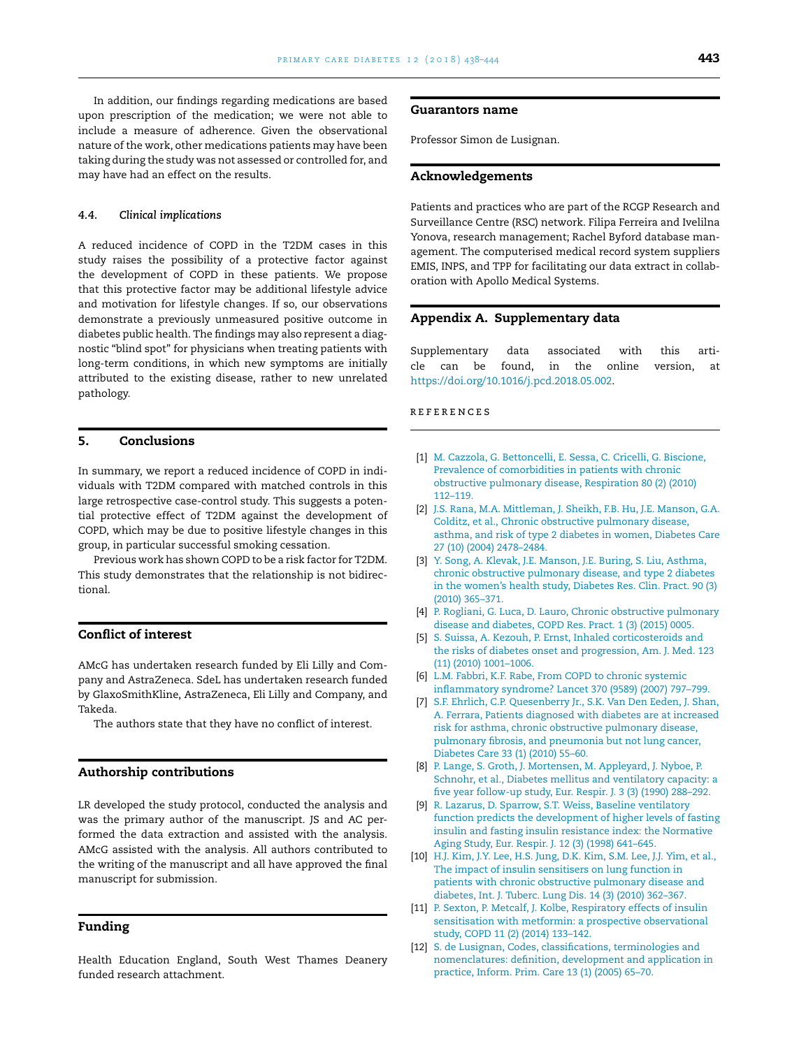In addition, our findings regarding medications are based upon prescription of the medication; we were not able to include a measure of adherence. Given the observational nature of the work, other medications patients may have been taking during the study was not assessed or controlled for, and may have had an effect on the results.

### 4.4. *Clinical implications*

A reduced incidence of COPD in the T2DM cases in this study raises the possibility of a protective factor against the development of COPD in these patients. We propose that this protective factor may be additional lifestyle advice and motivation for lifestyle changes. If so, our observations demonstrate a previously unmeasured positive outcome in diabetes public health. The findings may also represent a diagnostic "blind spot" for physicians when treating patients with long-term conditions, in which new symptoms are initially attributed to the existing disease, rather to new unrelated pathology.

## 5. Conclusions

In summary, we report a reduced incidence of COPD in individuals with T2DM compared with matched controls in this large retrospective case-control study. This suggests a potential protective effect of T2DM against the development of COPD, which may be due to positive lifestyle changes in this group, in particular successful smoking cessation.

Previous work has shown COPD to be a risk factor for T2DM. This study demonstrates that the relationship is not bidirectional.

## Conflict of interest

AMcG has undertaken research funded by Eli Lilly and Company and AstraZeneca. SdeL has undertaken research funded by GlaxoSmithKline, AstraZeneca, Eli Lilly and Company, and Takeda.

The authors state that they have no conflict of interest.

## Authorship contributions

LR developed the study protocol, conducted the analysis and was the primary author of the manuscript. JS and AC performed the data extraction and assisted with the analysis. AMcG assisted with the analysis. All authors contributed to the writing of the manuscript and all have approved the final manuscript for submission.

## Funding

Health Education England, South West Thames Deanery funded research attachment.

## Guarantors name

Professor Simon de Lusignan.

## Acknowledgements

Patients and practices who are part of the RCGP Research and Surveillance Centre (RSC) network. Filipa Ferreira and Ivelilna Yonova, research management; Rachel Byford database management. The computerised medical record system suppliers EMIS, INPS, and TPP for facilitating our data extract in collaboration with Apollo Medical Systems.

## Appendix A. Supplementary data

Supplementary data associated with this article can be found, in the online version, at https://doi.org/10.1016/j.pcd.2018.05.002.

## REFERENCES

[1] M. Cazzola, G. Bettoncelli, E. Sessa, C. Cricelli, G. Biscione, Prevalence of comorbidities in patients with chronic obstructive pulmonary disease, Respiration 80 (2) (2010) 112–119.

[2] J.S. Rana, M.A. Mittleman, J. Sheikh, F.B. Hu, J.E. Manson, G.A. Colditz, et al., Chronic obstructive pulmonary disease, asthma, and risk of type 2 diabetes in women, Diabetes Care 27 (10) (2004) 2478–2484.

[3] Y. Song, A. Klevak, J.E. Manson, J.E. Buring, S. Liu, Asthma, chronic obstructive pulmonary disease, and type 2 diabetes in the women's health study, Diabetes Res. Clin. Pract. 90 (3) (2010) 365–371.

[4] P. Rogliani, G. Luca, D. Lauro, Chronic obstructive pulmonary disease and diabetes, COPD Res. Pract. 1 (3) (2015) 0005.

[5] S. Suissa, A. Kezouh, P. Ernst, Inhaled corticosteroids and the risks of diabetes onset and progression, Am. J. Med. 123 (11) (2010) 1001–1006.

[6] L.M. Fabbri, K.F. Rabe, From COPD to chronic systemic inflammatory syndrome? Lancet 370 (9589) (2007) 797–799.

[7] S.F. Ehrlich, C.P. Quesenberry Jr., S.K. Van Den Eeden, J. Shan, A. Ferrara, Patients diagnosed with diabetes are at increased risk for asthma, chronic obstructive pulmonary disease, pulmonary fibrosis, and pneumonia but not lung cancer, Diabetes Care 33 (1) (2010) 55–60.

[8] P. Lange, S. Groth, J. Mortensen, M. Appleyard, J. Nyboe, P. Schnohr, et al., Diabetes mellitus and ventilatory capacity: a five year follow-up study, Eur. Respir. J. 3 (3) (1990) 288–292.

[9] R. Lazarus, D. Sparrow, S.T. Weiss, Baseline ventilatory function predicts the development of higher levels of fasting insulin and fasting insulin resistance index: the Normative Aging Study, Eur. Respir. J. 12 (3) (1998) 641–645.

[10] H.J. Kim, J.Y. Lee, H.S. Jung, D.K. Kim, S.M. Lee, J.J. Yim, et al., The impact of insulin sensitisers on lung function in patients with chronic obstructive pulmonary disease and diabetes, Int. J. Tuberc. Lung Dis. 14 (3) (2010) 362–367.

[11] P. Sexton, P. Metcalf, J. Kolbe, Respiratory effects of insulin sensitisation with metformin: a prospective observational study, COPD 11 (2) (2014) 133–142.

[12] S. de Lusignan, Codes, classifications, terminologies and nomenclatures: definition, development and application in practice, Inform. Prim. Care 13 (1) (2005) 65–70.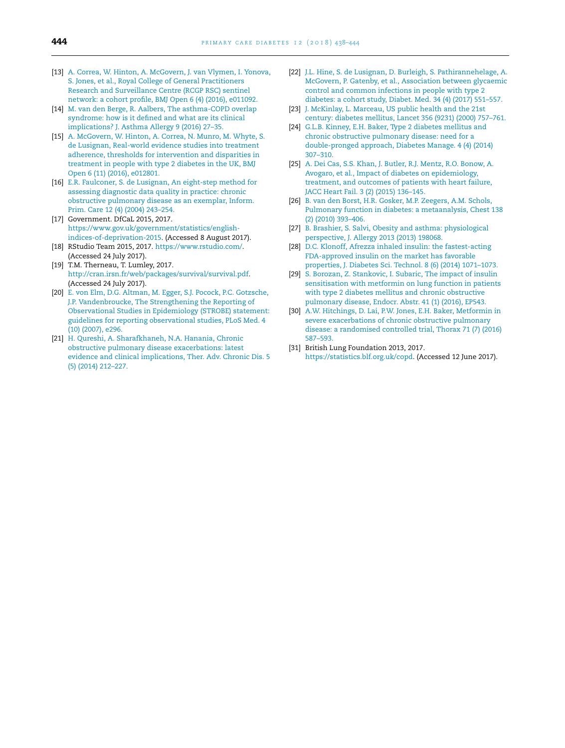[13] A. Correa, W. Hinton, A. McGovern, J. van Vlymen, I. Yonova, S. Jones, et al., Royal College of General Practitioners Research and Surveillance Centre (RCGP RSC) sentinel network: a cohort profile, BMJ Open 6 (4) (2016), e011092.

[14] M. van den Berge, R. Aalbers, The asthma-COPD overlap syndrome: how is it defined and what are its clinical implications? J. Asthma Allergy 9 (2016) 27–35.

[15] A. McGovern, W. Hinton, A. Correa, N. Munro, M. Whyte, S. de Lusignan, Real-world evidence studies into treatment adherence, thresholds for intervention and disparities in treatment in people with type 2 diabetes in the UK, BMJ Open 6 (11) (2016), e012801.

[16] E.R. Faulconer, S. de Lusignan, An eight-step method for assessing diagnostic data quality in practice: chronic obstructive pulmonary disease as an exemplar, Inform. Prim. Care 12 (4) (2004) 243–254.

[17] Government. DfCaL 2015, 2017. https://www.gov.uk/government/statistics/english-indices-of-deprivation-2015. (Accessed 8 August 2017).

[18] RStudio Team 2015, 2017. https://www.rstudio.com/. (Accessed 24 July 2017).

[19] T.M. Therneau, T. Lumley, 2017. http://cran.irsn.fr/web/packages/survival/survival.pdf. (Accessed 24 July 2017).

[20] E. von Elm, D.G. Altman, M. Egger, S.J. Pocock, P.C. Gotzsche, J.P. Vandenbroucke, The Strengthening the Reporting of Observational Studies in Epidemiology (STROBE) statement: guidelines for reporting observational studies, PLoS Med. 4 (10) (2007), e296.

[21] H. Qureshi, A. Sharafkhaneh, N.A. Hanania, Chronic obstructive pulmonary disease exacerbations: latest evidence and clinical implications, Ther. Adv. Chronic Dis. 5 (5) (2014) 212–227.

[22] J.L. Hine, S. de Lusignan, D. Burleigh, S. Pathirannehelage, A. McGovern, P. Gatenby, et al., Association between glycaemic control and common infections in people with type 2 diabetes: a cohort study, Diabet. Med. 34 (4) (2017) 551–557.

[23] J. McKinlay, L. Marceau, US public health and the 21st century: diabetes mellitus, Lancet 356 (9231) (2000) 757–761.

[24] G.L.B. Kinney, E.H. Baker, Type 2 diabetes mellitus and chronic obstructive pulmonary disease: need for a double-pronged approach, Diabetes Manage. 4 (4) (2014) 307–310.

[25] A. Dei Cas, S.S. Khan, J. Butler, R.J. Mentz, R.O. Bonow, A. Avogaro, et al., Impact of diabetes on epidemiology, treatment, and outcomes of patients with heart failure, JACC Heart Fail. 3 (2) (2015) 136–145.

[26] B. van den Borst, H.R. Gosker, M.P. Zeegers, A.M. Schols, Pulmonary function in diabetes: a metaanalysis, Chest 138 (2) (2010) 393–406.

[27] B. Brashier, S. Salvi, Obesity and asthma: physiological perspective, J. Allergy 2013 (2013) 198068.

[28] D.C. Klonoff, Afrezza inhaled insulin: the fastest-acting FDA-approved insulin on the market has favorable properties, J. Diabetes Sci. Technol. 8 (6) (2014) 1071–1073.

[29] S. Borozan, Z. Stankovic, I. Subaric, The impact of insulin sensitisation with metformin on lung function in patients with type 2 diabetes mellitus and chronic obstructive pulmonary disease, Endocr. Abstr. 41 (1) (2016), EP543.

[30] A.W. Hitchings, D. Lai, P.W. Jones, E.H. Baker, Metformin in severe exacerbations of chronic obstructive pulmonary disease: a randomised controlled trial, Thorax 71 (7) (2016) 587–593.

[31] British Lung Foundation 2013, 2017. https://statistics.blf.org.uk/copd. (Accessed 12 June 2017).